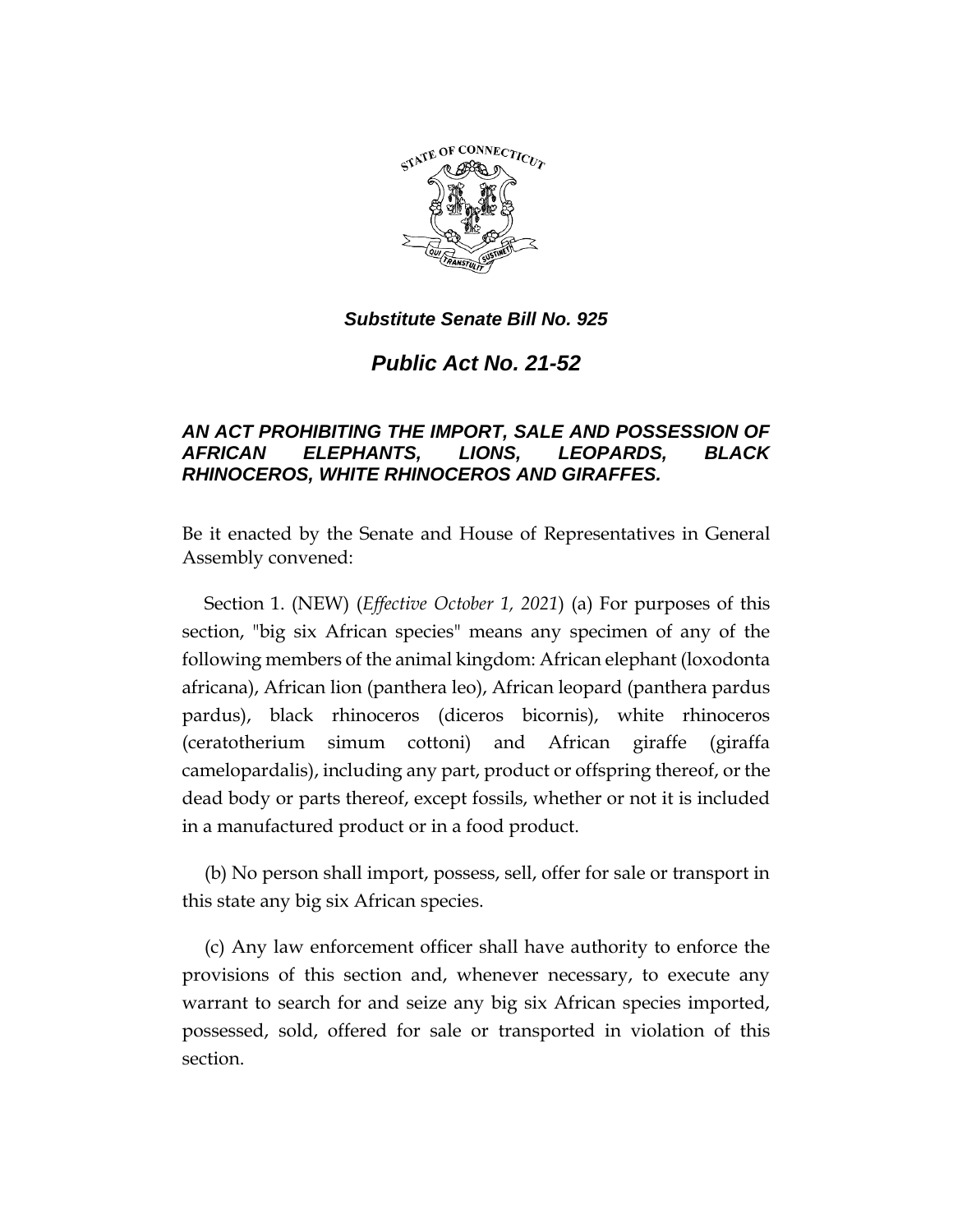***Substitute Senate Bill No. 925***

# ***Public Act No. 21-52***

## ***AN ACT PROHIBITING THE IMPORT, SALE AND POSSESSION OF AFRICAN ELEPHANTS, LIONS, LEOPARDS, BLACK RHINOCEROS, WHITE RHINOCEROS AND GIRAFFES.***

Be it enacted by the Senate and House of Representatives in General Assembly convened:

Section 1. (NEW) (*Effective October 1, 2021*) (a) For purposes of this section, "big six African species" means any specimen of any of the following members of the animal kingdom: African elephant (loxodonta africana), African lion (panthera leo), African leopard (panthera pardus pardus), black rhinoceros (diceros bicornis), white rhinoceros (ceratotherium simum cottoni) and African giraffe (giraffa camelopardalis), including any part, product or offspring thereof, or the dead body or parts thereof, except fossils, whether or not it is included in a manufactured product or in a food product.

(b) No person shall import, possess, sell, offer for sale or transport in this state any big six African species.

(c) Any law enforcement officer shall have authority to enforce the provisions of this section and, whenever necessary, to execute any warrant to search for and seize any big six African species imported, possessed, sold, offered for sale or transported in violation of this section.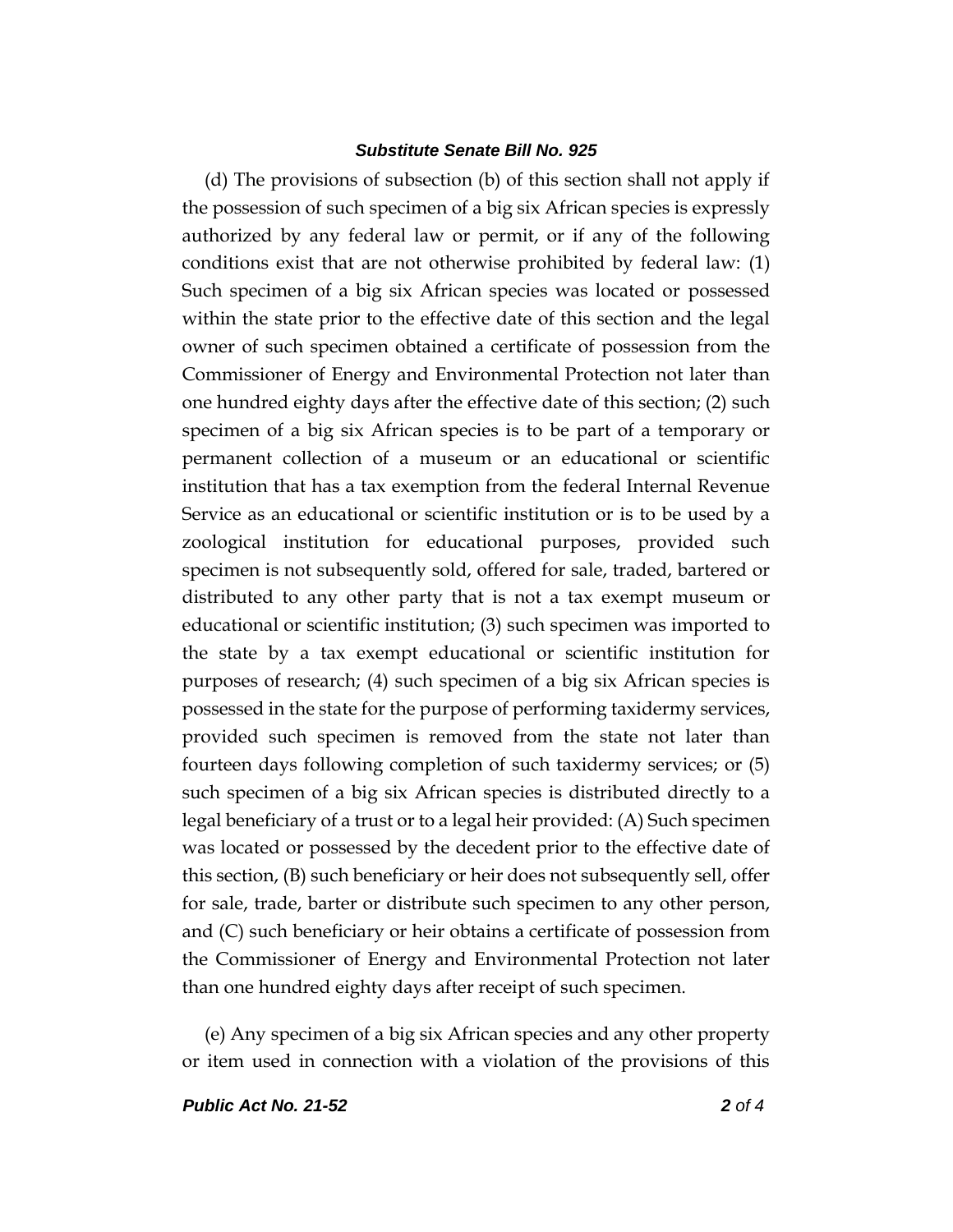(d) The provisions of subsection (b) of this section shall not apply if the possession of such specimen of a big six African species is expressly authorized by any federal law or permit, or if any of the following conditions exist that are not otherwise prohibited by federal law: (1) Such specimen of a big six African species was located or possessed within the state prior to the effective date of this section and the legal owner of such specimen obtained a certificate of possession from the Commissioner of Energy and Environmental Protection not later than one hundred eighty days after the effective date of this section; (2) such specimen of a big six African species is to be part of a temporary or permanent collection of a museum or an educational or scientific institution that has a tax exemption from the federal Internal Revenue Service as an educational or scientific institution or is to be used by a zoological institution for educational purposes, provided such specimen is not subsequently sold, offered for sale, traded, bartered or distributed to any other party that is not a tax exempt museum or educational or scientific institution; (3) such specimen was imported to the state by a tax exempt educational or scientific institution for purposes of research; (4) such specimen of a big six African species is possessed in the state for the purpose of performing taxidermy services, provided such specimen is removed from the state not later than fourteen days following completion of such taxidermy services; or (5) such specimen of a big six African species is distributed directly to a legal beneficiary of a trust or to a legal heir provided: (A) Such specimen was located or possessed by the decedent prior to the effective date of this section, (B) such beneficiary or heir does not subsequently sell, offer for sale, trade, barter or distribute such specimen to any other person, and (C) such beneficiary or heir obtains a certificate of possession from the Commissioner of Energy and Environmental Protection not later than one hundred eighty days after receipt of such specimen.

(e) Any specimen of a big six African species and any other property or item used in connection with a violation of the provisions of this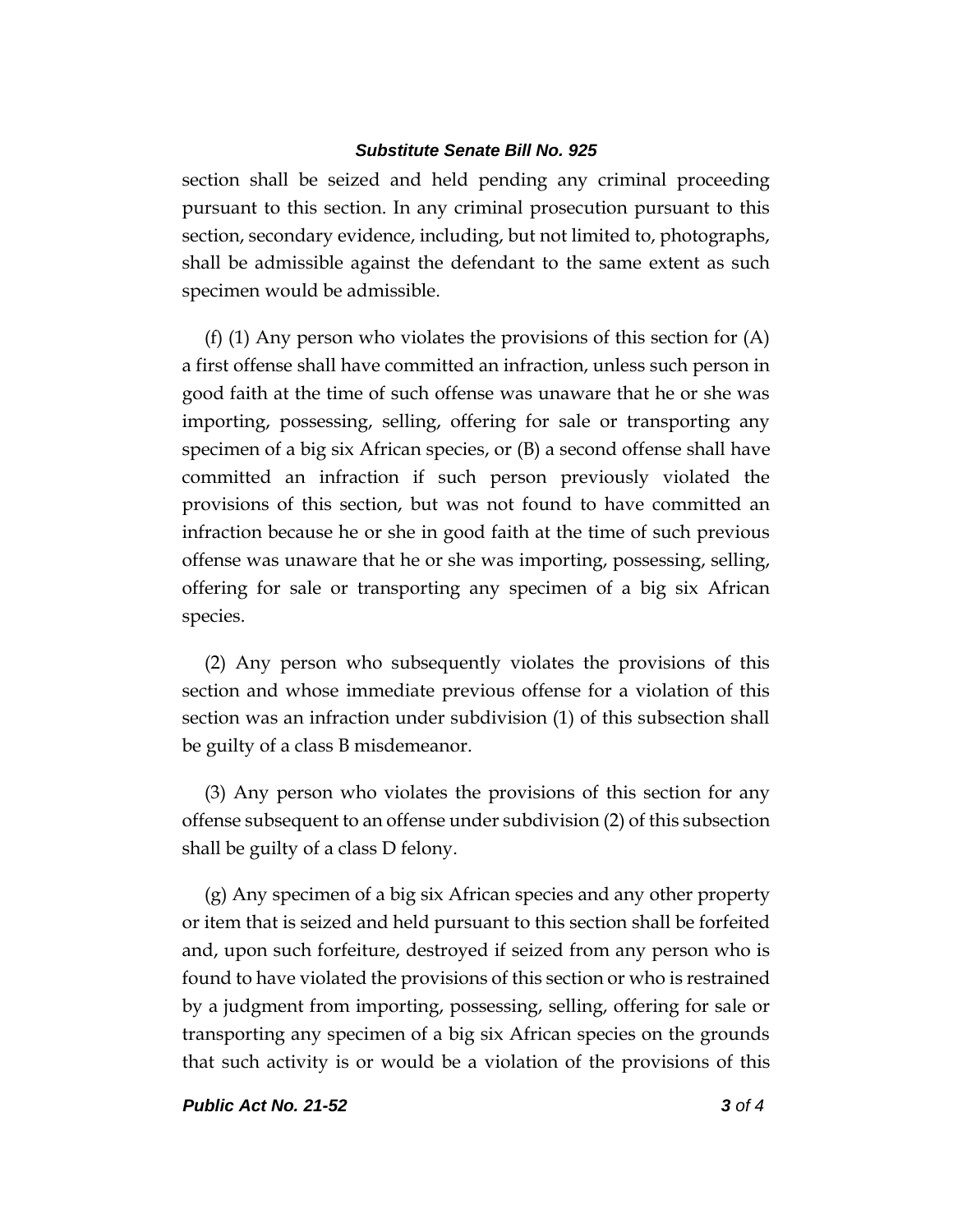section shall be seized and held pending any criminal proceeding pursuant to this section. In any criminal prosecution pursuant to this section, secondary evidence, including, but not limited to, photographs, shall be admissible against the defendant to the same extent as such specimen would be admissible.

(f) (1) Any person who violates the provisions of this section for (A) a first offense shall have committed an infraction, unless such person in good faith at the time of such offense was unaware that he or she was importing, possessing, selling, offering for sale or transporting any specimen of a big six African species, or (B) a second offense shall have committed an infraction if such person previously violated the provisions of this section, but was not found to have committed an infraction because he or she in good faith at the time of such previous offense was unaware that he or she was importing, possessing, selling, offering for sale or transporting any specimen of a big six African species.

(2) Any person who subsequently violates the provisions of this section and whose immediate previous offense for a violation of this section was an infraction under subdivision (1) of this subsection shall be guilty of a class B misdemeanor.

(3) Any person who violates the provisions of this section for any offense subsequent to an offense under subdivision (2) of this subsection shall be guilty of a class D felony.

(g) Any specimen of a big six African species and any other property or item that is seized and held pursuant to this section shall be forfeited and, upon such forfeiture, destroyed if seized from any person who is found to have violated the provisions of this section or who is restrained by a judgment from importing, possessing, selling, offering for sale or transporting any specimen of a big six African species on the grounds that such activity is or would be a violation of the provisions of this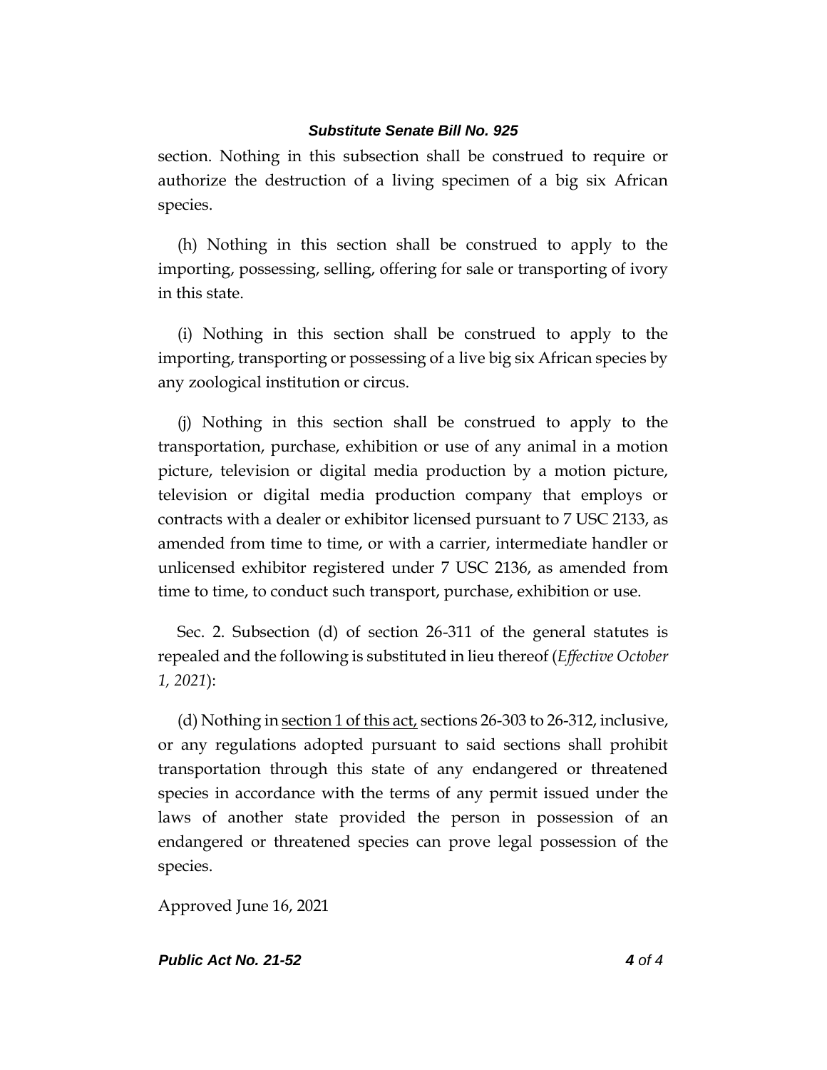section. Nothing in this subsection shall be construed to require or authorize the destruction of a living specimen of a big six African species.

(h) Nothing in this section shall be construed to apply to the importing, possessing, selling, offering for sale or transporting of ivory in this state.

(i) Nothing in this section shall be construed to apply to the importing, transporting or possessing of a live big six African species by any zoological institution or circus.

(j) Nothing in this section shall be construed to apply to the transportation, purchase, exhibition or use of any animal in a motion picture, television or digital media production by a motion picture, television or digital media production company that employs or contracts with a dealer or exhibitor licensed pursuant to 7 USC 2133, as amended from time to time, or with a carrier, intermediate handler or unlicensed exhibitor registered under 7 USC 2136, as amended from time to time, to conduct such transport, purchase, exhibition or use.

Sec. 2. Subsection (d) of section 26-311 of the general statutes is repealed and the following is substituted in lieu thereof (*Effective October 1, 2021*):

(d) Nothing in section 1 of this act, sections 26-303 to 26-312, inclusive, or any regulations adopted pursuant to said sections shall prohibit transportation through this state of any endangered or threatened species in accordance with the terms of any permit issued under the laws of another state provided the person in possession of an endangered or threatened species can prove legal possession of the species.

Approved June 16, 2021